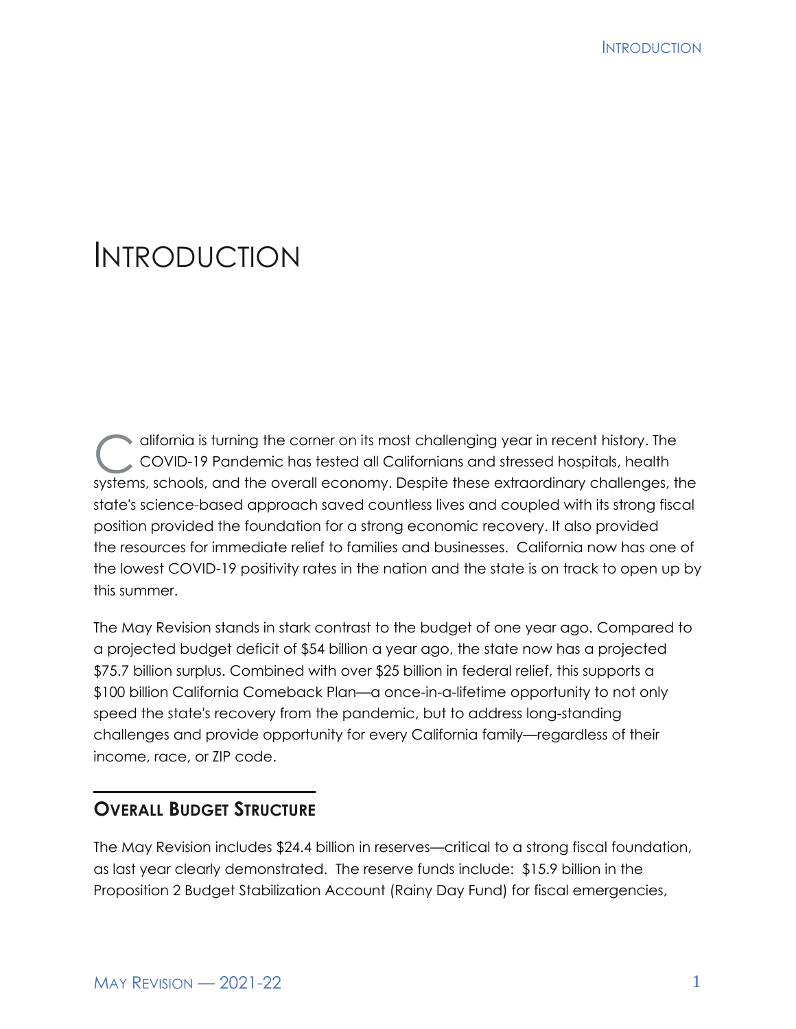# Introduction

California is turning the corner on its most challenging year in recent history. The COVID-19 Pandemic has tested all Californians and stressed hospitals, health systems, schools, and the overall economy. Despite these extraordinary challenges, the state's science-based approach saved countless lives and coupled with its strong fiscal position provided the foundation for a strong economic recovery. It also provided the resources for immediate relief to families and businesses. California now has one of the lowest COVID-19 positivity rates in the nation and the state is on track to open up by this summer.

The May Revision stands in stark contrast to the budget of one year ago. Compared to a projected budget deficit of $54 billion a year ago, the state now has a projected $75.7 billion surplus. Combined with over $25 billion in federal relief, this supports a $100 billion California Comeback Plan—a once-in-a-lifetime opportunity to not only speed the state's recovery from the pandemic, but to address long-standing challenges and provide opportunity for every California family—regardless of their income, race, or ZIP code.

## Overall Budget Structure

The May Revision includes $24.4 billion in reserves—critical to a strong fiscal foundation, as last year clearly demonstrated. The reserve funds include: $15.9 billion in the Proposition 2 Budget Stabilization Account (Rainy Day Fund) for fiscal emergencies,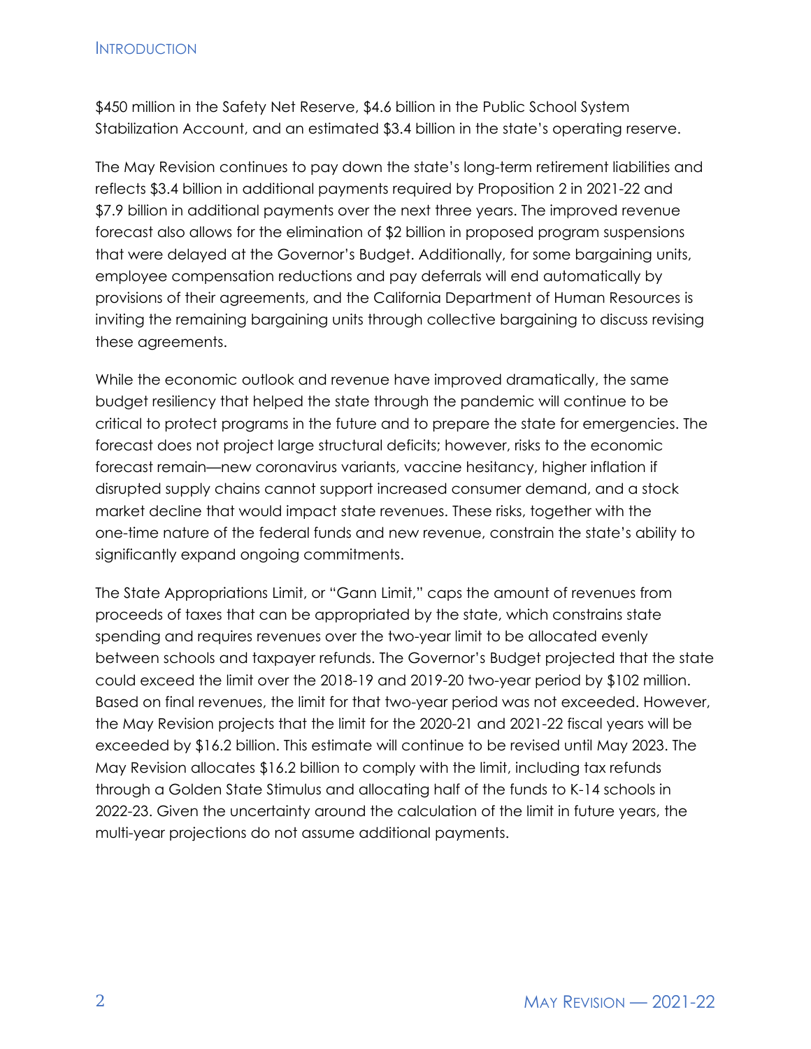$450 million in the Safety Net Reserve, $4.6 billion in the Public School System Stabilization Account, and an estimated $3.4 billion in the state's operating reserve.

The May Revision continues to pay down the state's long-term retirement liabilities and reflects $3.4 billion in additional payments required by Proposition 2 in 2021-22 and $7.9 billion in additional payments over the next three years. The improved revenue forecast also allows for the elimination of $2 billion in proposed program suspensions that were delayed at the Governor's Budget. Additionally, for some bargaining units, employee compensation reductions and pay deferrals will end automatically by provisions of their agreements, and the California Department of Human Resources is inviting the remaining bargaining units through collective bargaining to discuss revising these agreements.

While the economic outlook and revenue have improved dramatically, the same budget resiliency that helped the state through the pandemic will continue to be critical to protect programs in the future and to prepare the state for emergencies. The forecast does not project large structural deficits; however, risks to the economic forecast remain—new coronavirus variants, vaccine hesitancy, higher inflation if disrupted supply chains cannot support increased consumer demand, and a stock market decline that would impact state revenues. These risks, together with the one-time nature of the federal funds and new revenue, constrain the state's ability to significantly expand ongoing commitments.

The State Appropriations Limit, or "Gann Limit," caps the amount of revenues from proceeds of taxes that can be appropriated by the state, which constrains state spending and requires revenues over the two-year limit to be allocated evenly between schools and taxpayer refunds. The Governor's Budget projected that the state could exceed the limit over the 2018-19 and 2019-20 two-year period by $102 million. Based on final revenues, the limit for that two-year period was not exceeded. However, the May Revision projects that the limit for the 2020-21 and 2021-22 fiscal years will be exceeded by $16.2 billion. This estimate will continue to be revised until May 2023. The May Revision allocates $16.2 billion to comply with the limit, including tax refunds through a Golden State Stimulus and allocating half of the funds to K-14 schools in 2022-23. Given the uncertainty around the calculation of the limit in future years, the multi-year projections do not assume additional payments.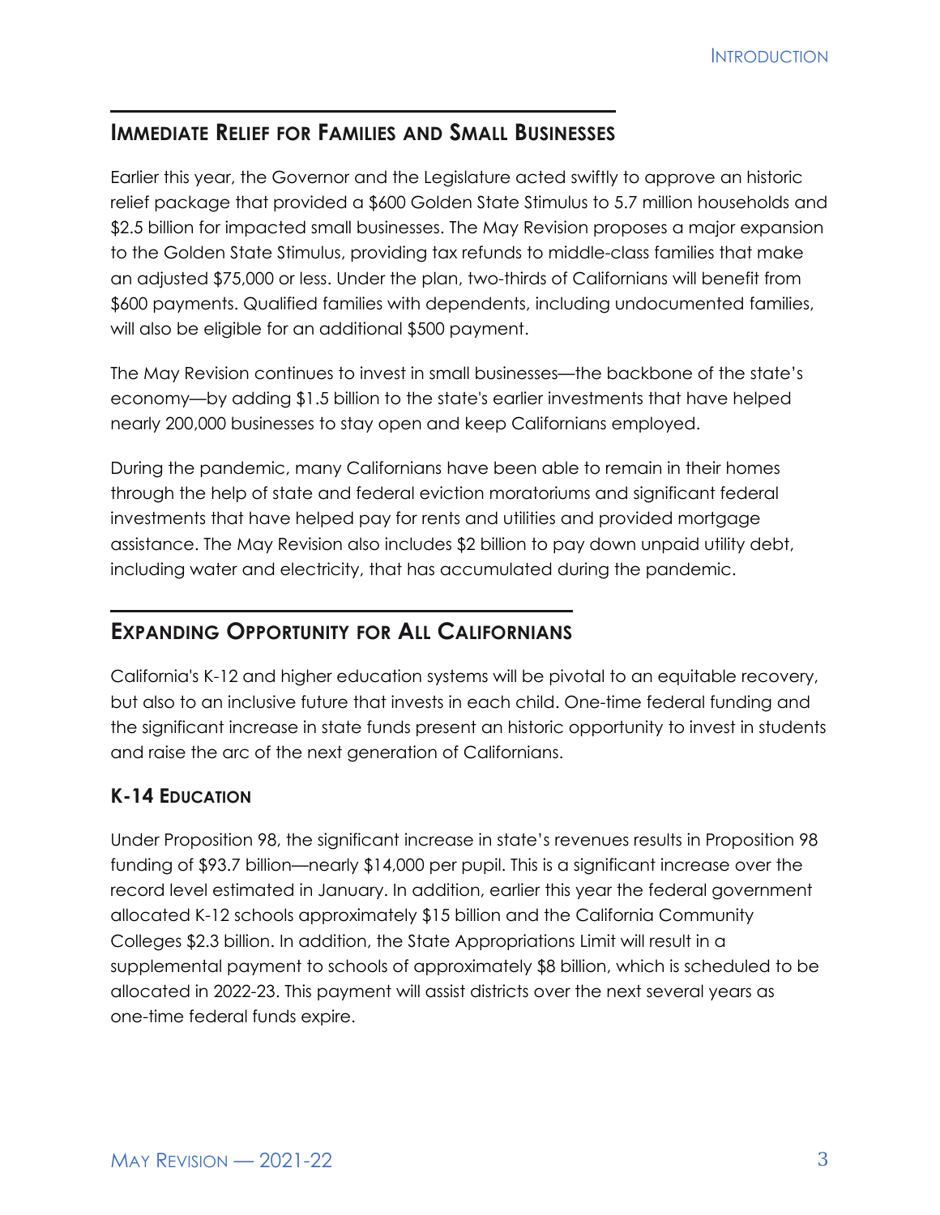## Immediate Relief for Families and Small Businesses

Earlier this year, the Governor and the Legislature acted swiftly to approve an historic relief package that provided a $600 Golden State Stimulus to 5.7 million households and $2.5 billion for impacted small businesses. The May Revision proposes a major expansion to the Golden State Stimulus, providing tax refunds to middle-class families that make an adjusted $75,000 or less. Under the plan, two-thirds of Californians will benefit from $600 payments. Qualified families with dependents, including undocumented families, will also be eligible for an additional $500 payment.

The May Revision continues to invest in small businesses—the backbone of the state's economy—by adding $1.5 billion to the state's earlier investments that have helped nearly 200,000 businesses to stay open and keep Californians employed.

During the pandemic, many Californians have been able to remain in their homes through the help of state and federal eviction moratoriums and significant federal investments that have helped pay for rents and utilities and provided mortgage assistance. The May Revision also includes $2 billion to pay down unpaid utility debt, including water and electricity, that has accumulated during the pandemic.

## Expanding Opportunity for All Californians

California's K-12 and higher education systems will be pivotal to an equitable recovery, but also to an inclusive future that invests in each child. One-time federal funding and the significant increase in state funds present an historic opportunity to invest in students and raise the arc of the next generation of Californians.

### K-14 Education

Under Proposition 98, the significant increase in state's revenues results in Proposition 98 funding of $93.7 billion—nearly $14,000 per pupil. This is a significant increase over the record level estimated in January. In addition, earlier this year the federal government allocated K-12 schools approximately $15 billion and the California Community Colleges $2.3 billion. In addition, the State Appropriations Limit will result in a supplemental payment to schools of approximately $8 billion, which is scheduled to be allocated in 2022-23. This payment will assist districts over the next several years as one-time federal funds expire.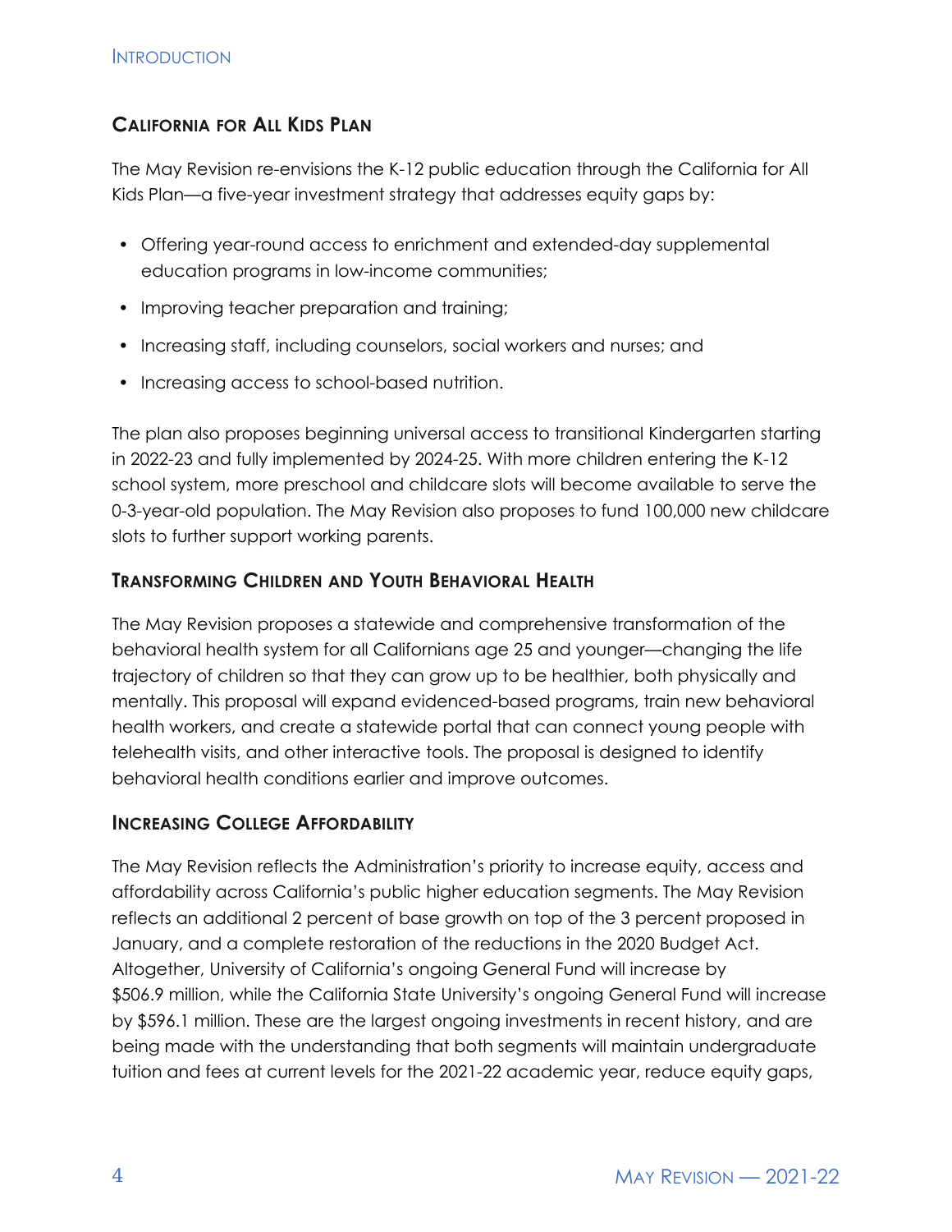### California for All Kids Plan

The May Revision re-envisions the K-12 public education through the California for All Kids Plan—a five-year investment strategy that addresses equity gaps by:

- Offering year-round access to enrichment and extended-day supplemental education programs in low-income communities;
- Improving teacher preparation and training;
- Increasing staff, including counselors, social workers and nurses; and
- Increasing access to school-based nutrition.

The plan also proposes beginning universal access to transitional Kindergarten starting in 2022-23 and fully implemented by 2024-25. With more children entering the K-12 school system, more preschool and childcare slots will become available to serve the 0-3-year-old population. The May Revision also proposes to fund 100,000 new childcare slots to further support working parents.

### Transforming Children and Youth Behavioral Health

The May Revision proposes a statewide and comprehensive transformation of the behavioral health system for all Californians age 25 and younger—changing the life trajectory of children so that they can grow up to be healthier, both physically and mentally. This proposal will expand evidenced-based programs, train new behavioral health workers, and create a statewide portal that can connect young people with telehealth visits, and other interactive tools. The proposal is designed to identify behavioral health conditions earlier and improve outcomes.

### Increasing College Affordability

The May Revision reflects the Administration's priority to increase equity, access and affordability across California's public higher education segments. The May Revision reflects an additional 2 percent of base growth on top of the 3 percent proposed in January, and a complete restoration of the reductions in the 2020 Budget Act. Altogether, University of California's ongoing General Fund will increase by $506.9 million, while the California State University's ongoing General Fund will increase by $596.1 million. These are the largest ongoing investments in recent history, and are being made with the understanding that both segments will maintain undergraduate tuition and fees at current levels for the 2021-22 academic year, reduce equity gaps,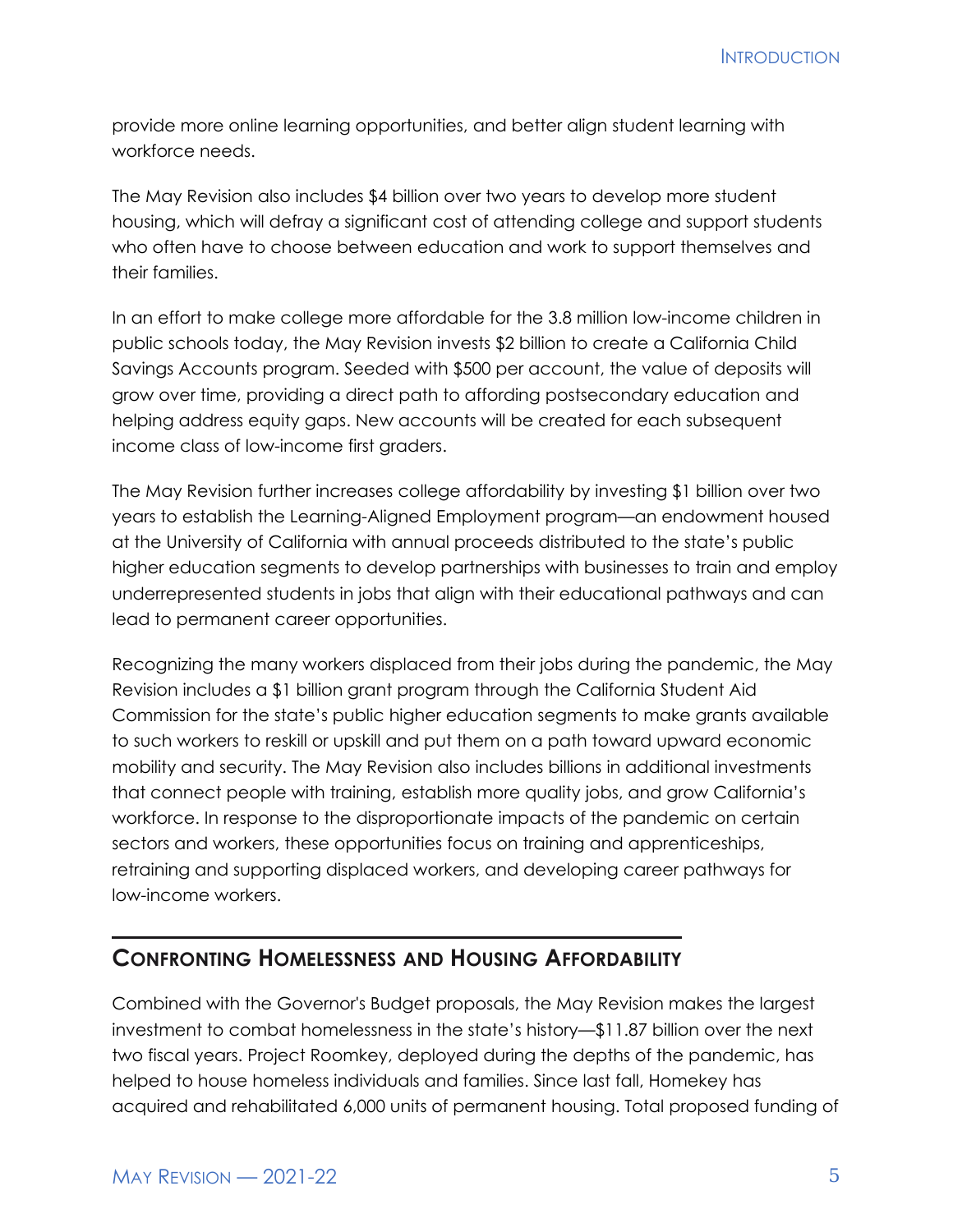provide more online learning opportunities, and better align student learning with workforce needs.

The May Revision also includes $4 billion over two years to develop more student housing, which will defray a significant cost of attending college and support students who often have to choose between education and work to support themselves and their families.

In an effort to make college more affordable for the 3.8 million low-income children in public schools today, the May Revision invests $2 billion to create a California Child Savings Accounts program. Seeded with $500 per account, the value of deposits will grow over time, providing a direct path to affording postsecondary education and helping address equity gaps. New accounts will be created for each subsequent income class of low-income first graders.

The May Revision further increases college affordability by investing $1 billion over two years to establish the Learning-Aligned Employment program—an endowment housed at the University of California with annual proceeds distributed to the state's public higher education segments to develop partnerships with businesses to train and employ underrepresented students in jobs that align with their educational pathways and can lead to permanent career opportunities.

Recognizing the many workers displaced from their jobs during the pandemic, the May Revision includes a $1 billion grant program through the California Student Aid Commission for the state's public higher education segments to make grants available to such workers to reskill or upskill and put them on a path toward upward economic mobility and security. The May Revision also includes billions in additional investments that connect people with training, establish more quality jobs, and grow California's workforce. In response to the disproportionate impacts of the pandemic on certain sectors and workers, these opportunities focus on training and apprenticeships, retraining and supporting displaced workers, and developing career pathways for low-income workers.

## Confronting Homelessness and Housing Affordability

Combined with the Governor's Budget proposals, the May Revision makes the largest investment to combat homelessness in the state's history—$11.87 billion over the next two fiscal years. Project Roomkey, deployed during the depths of the pandemic, has helped to house homeless individuals and families. Since last fall, Homekey has acquired and rehabilitated 6,000 units of permanent housing. Total proposed funding of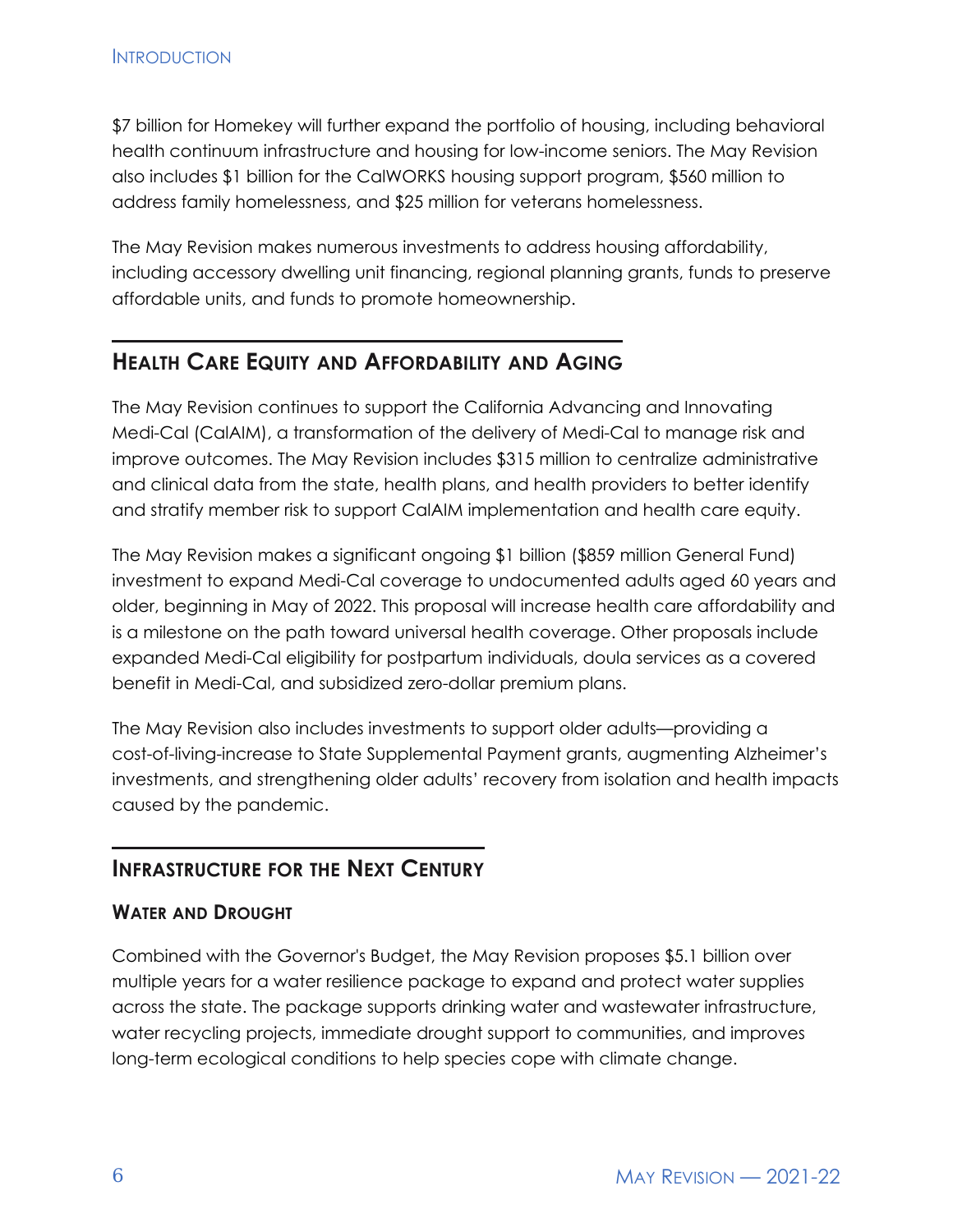$7 billion for Homekey will further expand the portfolio of housing, including behavioral health continuum infrastructure and housing for low-income seniors. The May Revision also includes $1 billion for the CalWORKS housing support program, $560 million to address family homelessness, and $25 million for veterans homelessness.

The May Revision makes numerous investments to address housing affordability, including accessory dwelling unit financing, regional planning grants, funds to preserve affordable units, and funds to promote homeownership.

## Health Care Equity and Affordability and Aging

The May Revision continues to support the California Advancing and Innovating Medi-Cal (CalAIM), a transformation of the delivery of Medi-Cal to manage risk and improve outcomes. The May Revision includes $315 million to centralize administrative and clinical data from the state, health plans, and health providers to better identify and stratify member risk to support CalAIM implementation and health care equity.

The May Revision makes a significant ongoing $1 billion ($859 million General Fund) investment to expand Medi-Cal coverage to undocumented adults aged 60 years and older, beginning in May of 2022. This proposal will increase health care affordability and is a milestone on the path toward universal health coverage. Other proposals include expanded Medi-Cal eligibility for postpartum individuals, doula services as a covered benefit in Medi-Cal, and subsidized zero-dollar premium plans.

The May Revision also includes investments to support older adults—providing a cost-of-living-increase to State Supplemental Payment grants, augmenting Alzheimer's investments, and strengthening older adults' recovery from isolation and health impacts caused by the pandemic.

## Infrastructure for the Next Century

### Water and Drought

Combined with the Governor's Budget, the May Revision proposes $5.1 billion over multiple years for a water resilience package to expand and protect water supplies across the state. The package supports drinking water and wastewater infrastructure, water recycling projects, immediate drought support to communities, and improves long-term ecological conditions to help species cope with climate change.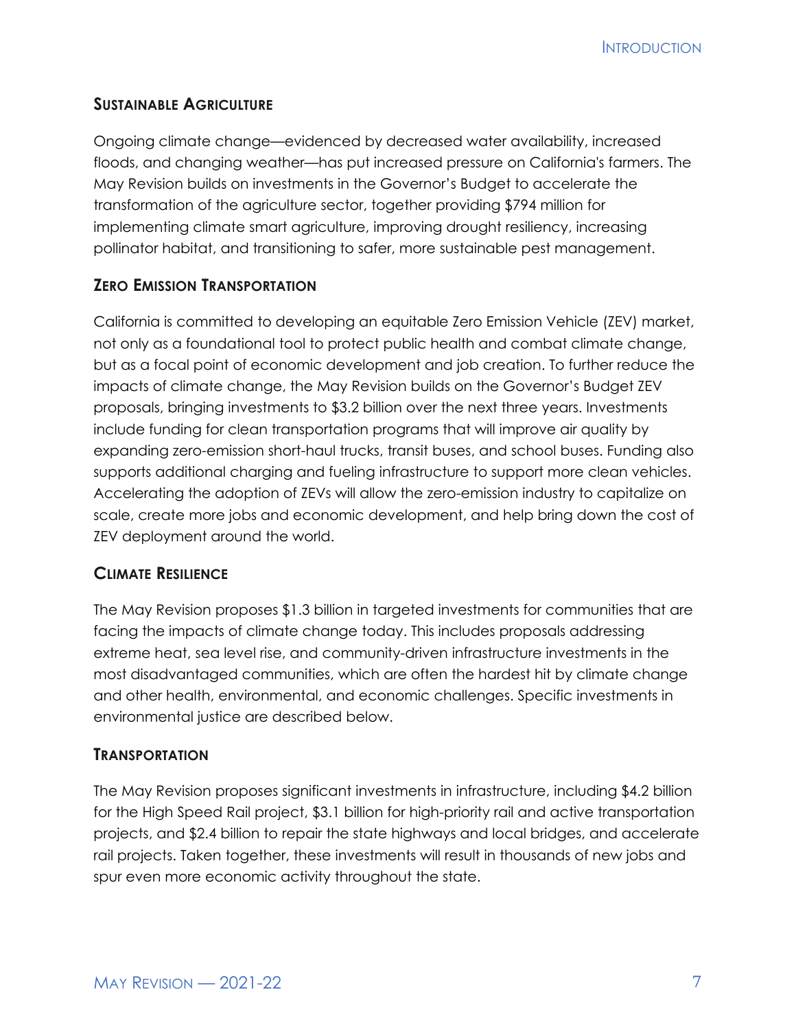### Sustainable Agriculture

Ongoing climate change—evidenced by decreased water availability, increased floods, and changing weather—has put increased pressure on California's farmers. The May Revision builds on investments in the Governor's Budget to accelerate the transformation of the agriculture sector, together providing $794 million for implementing climate smart agriculture, improving drought resiliency, increasing pollinator habitat, and transitioning to safer, more sustainable pest management.

### Zero Emission Transportation

California is committed to developing an equitable Zero Emission Vehicle (ZEV) market, not only as a foundational tool to protect public health and combat climate change, but as a focal point of economic development and job creation. To further reduce the impacts of climate change, the May Revision builds on the Governor's Budget ZEV proposals, bringing investments to $3.2 billion over the next three years. Investments include funding for clean transportation programs that will improve air quality by expanding zero-emission short-haul trucks, transit buses, and school buses. Funding also supports additional charging and fueling infrastructure to support more clean vehicles. Accelerating the adoption of ZEVs will allow the zero-emission industry to capitalize on scale, create more jobs and economic development, and help bring down the cost of ZEV deployment around the world.

### Climate Resilience

The May Revision proposes $1.3 billion in targeted investments for communities that are facing the impacts of climate change today. This includes proposals addressing extreme heat, sea level rise, and community-driven infrastructure investments in the most disadvantaged communities, which are often the hardest hit by climate change and other health, environmental, and economic challenges. Specific investments in environmental justice are described below.

### Transportation

The May Revision proposes significant investments in infrastructure, including $4.2 billion for the High Speed Rail project, $3.1 billion for high-priority rail and active transportation projects, and $2.4 billion to repair the state highways and local bridges, and accelerate rail projects. Taken together, these investments will result in thousands of new jobs and spur even more economic activity throughout the state.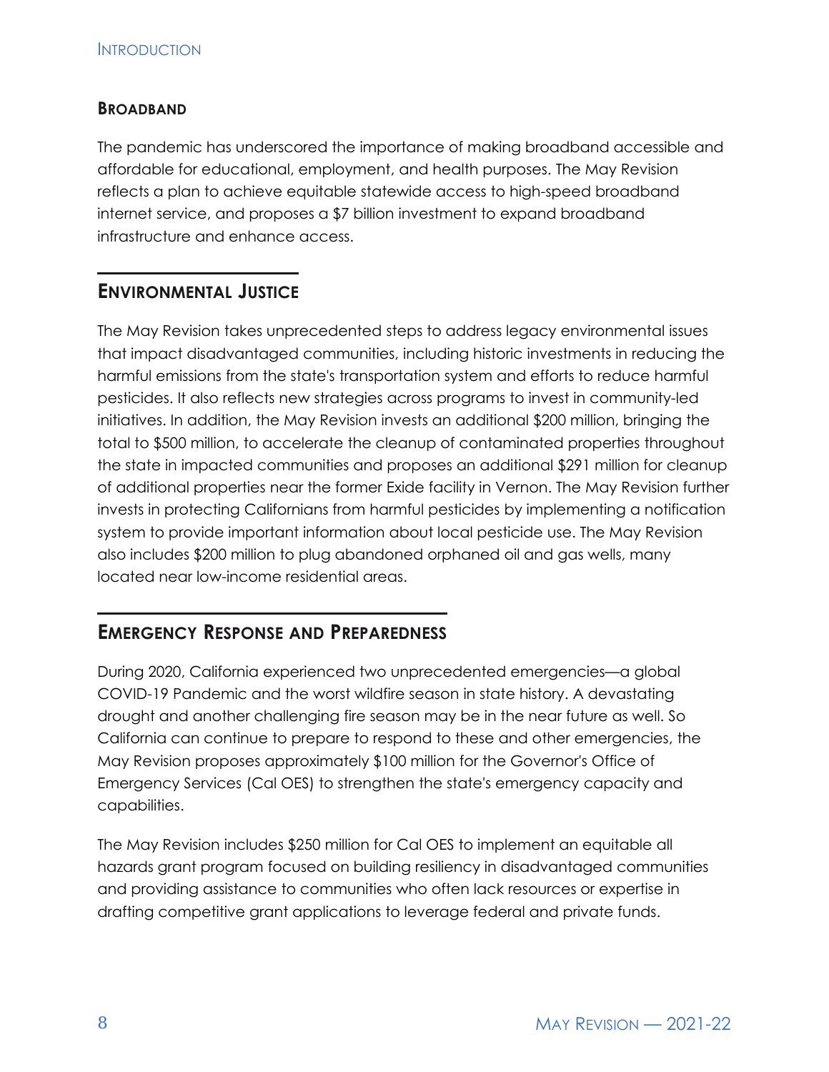## Broadband

The pandemic has underscored the importance of making broadband accessible and affordable for educational, employment, and health purposes. The May Revision reflects a plan to achieve equitable statewide access to high-speed broadband internet service, and proposes a $7 billion investment to expand broadband infrastructure and enhance access.

## Environmental Justice

The May Revision takes unprecedented steps to address legacy environmental issues that impact disadvantaged communities, including historic investments in reducing the harmful emissions from the state's transportation system and efforts to reduce harmful pesticides. It also reflects new strategies across programs to invest in community-led initiatives. In addition, the May Revision invests an additional $200 million, bringing the total to $500 million, to accelerate the cleanup of contaminated properties throughout the state in impacted communities and proposes an additional $291 million for cleanup of additional properties near the former Exide facility in Vernon. The May Revision further invests in protecting Californians from harmful pesticides by implementing a notification system to provide important information about local pesticide use. The May Revision also includes $200 million to plug abandoned orphaned oil and gas wells, many located near low-income residential areas.

## Emergency Response and Preparedness

During 2020, California experienced two unprecedented emergencies—a global COVID-19 Pandemic and the worst wildfire season in state history. A devastating drought and another challenging fire season may be in the near future as well. So California can continue to prepare to respond to these and other emergencies, the May Revision proposes approximately $100 million for the Governor's Office of Emergency Services (Cal OES) to strengthen the state's emergency capacity and capabilities.

The May Revision includes $250 million for Cal OES to implement an equitable all hazards grant program focused on building resiliency in disadvantaged communities and providing assistance to communities who often lack resources or expertise in drafting competitive grant applications to leverage federal and private funds.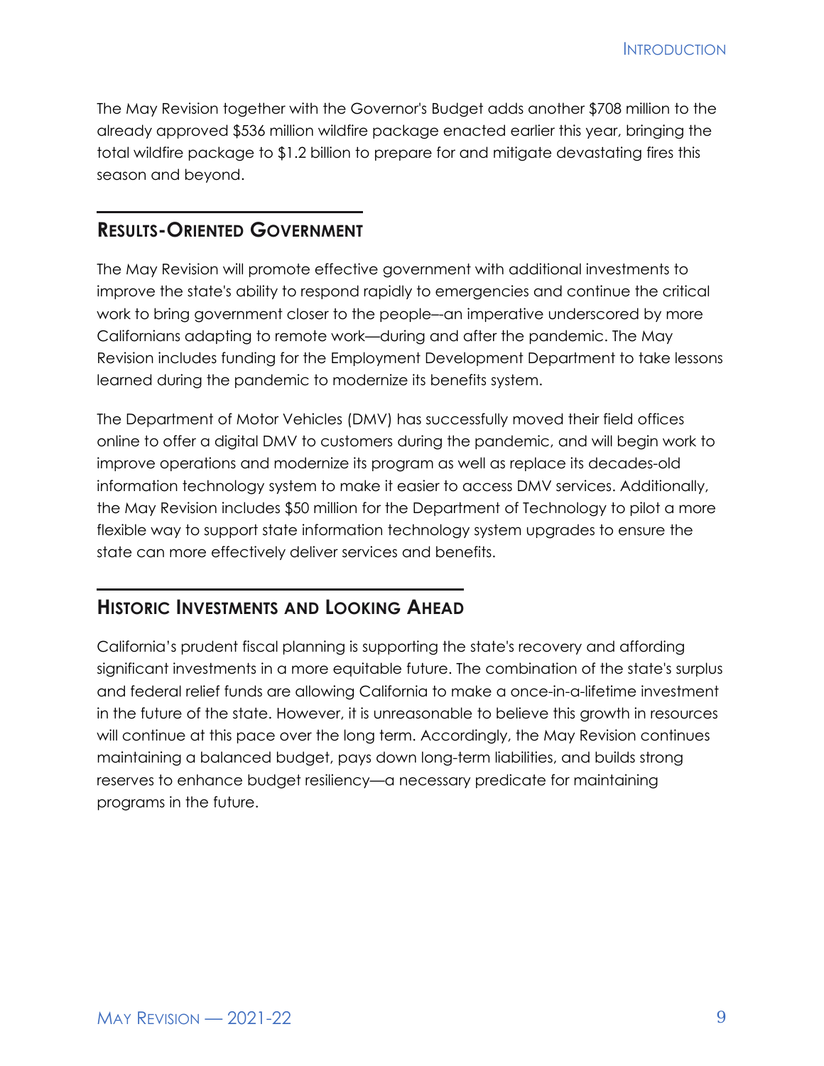The May Revision together with the Governor's Budget adds another $708 million to the already approved $536 million wildfire package enacted earlier this year, bringing the total wildfire package to $1.2 billion to prepare for and mitigate devastating fires this season and beyond.

## Results-Oriented Government

The May Revision will promote effective government with additional investments to improve the state's ability to respond rapidly to emergencies and continue the critical work to bring government closer to the people–-an imperative underscored by more Californians adapting to remote work—during and after the pandemic. The May Revision includes funding for the Employment Development Department to take lessons learned during the pandemic to modernize its benefits system.

The Department of Motor Vehicles (DMV) has successfully moved their field offices online to offer a digital DMV to customers during the pandemic, and will begin work to improve operations and modernize its program as well as replace its decades-old information technology system to make it easier to access DMV services. Additionally, the May Revision includes $50 million for the Department of Technology to pilot a more flexible way to support state information technology system upgrades to ensure the state can more effectively deliver services and benefits.

## Historic Investments and Looking Ahead

California's prudent fiscal planning is supporting the state's recovery and affording significant investments in a more equitable future. The combination of the state's surplus and federal relief funds are allowing California to make a once-in-a-lifetime investment in the future of the state. However, it is unreasonable to believe this growth in resources will continue at this pace over the long term. Accordingly, the May Revision continues maintaining a balanced budget, pays down long-term liabilities, and builds strong reserves to enhance budget resiliency—a necessary predicate for maintaining programs in the future.